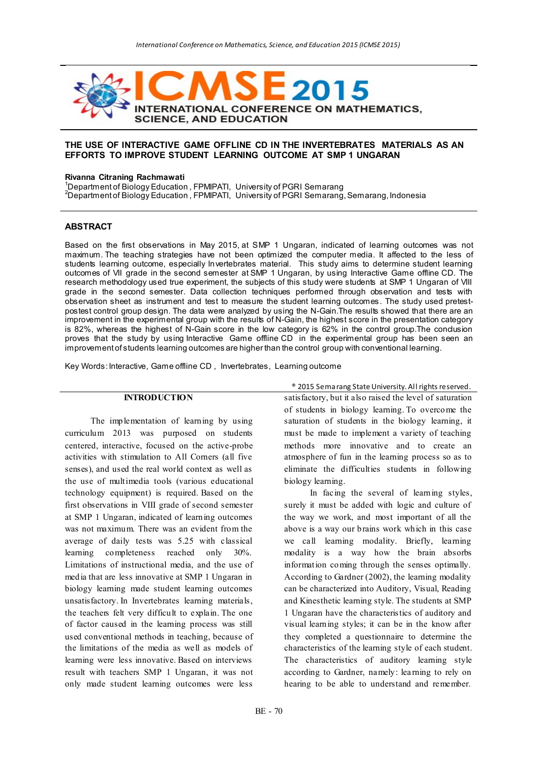# THE USE OF INTERACTIVE GAME OFFLINE CD IN THE INVERTEBRATES MATERIALS AS AN EFFORTS TO IMPROVE STUDENT LEARNING OUTCOME AT SMP 1 UNGARAN

**Rivanna Citraning Rachmawati**

[1]Department of Biology Education , FPMIPATI, University of PGRI Semarang
[2]Department of Biology Education , FPMIPATI, University of PGRI Semarang, Semarang, Indonesia

## ABSTRACT

Based on the first observations in May 2015, at SMP 1 Ungaran, indicated of learning outcomes was not maximum. The teaching strategies have not been optimized the computer media. It affected to the less of students learning outcome, especially Invertebrates material. This study aims to determine student learning outcomes of VII grade in the second semester at SMP 1 Ungaran, by using Interactive Game offline CD. The research methodology used true experiment, the subjects of this study were students at SMP 1 Ungaran of VIII grade in the second semester. Data collection techniques performed through observation and tests with observation sheet as instrument and test to measure the student learning outcomes. The study used pretest-postest control group design. The data were analyzed by using the N-Gain.The results showed that there are an improvement in the experimental group with the results of N-Gain, the highest score in the presentation category is 82%, whereas the highest of N-Gain score in the low category is 62% in the control group.The conclusion proves that the study by using Interactive Game offline CD in the experimental group has been seen an improvement of students learning outcomes are higher than the control group with conventional learning.

Key Words: Interactive, Game offline CD , Invertebrates, Learning outcome

® 2015 Semarang State University. All rights reserved.

## INTRODUCTION

The implementation of learning by using curriculum 2013 was purposed on students centered, interactive, focused on the active-probe activities with stimulation to All Corners (all five senses), and used the real world context as well as the use of multimedia tools (various educational technology equipment) is required. Based on the first observations in VIII grade of second semester at SMP 1 Ungaran, indicated of learning outcomes was not maximum. There was an evident from the average of daily tests was 5.25 with classical learning completeness reached only 30%. Limitations of instructional media, and the use of media that are less innovative at SMP 1 Ungaran in biology learning made student learning outcomes unsatisfactory. In Invertebrates learning materials, the teachers felt very difficult to explain. The one of factor caused in the learning process was still used conventional methods in teaching, because of the limitations of the media as well as models of learning were less innovative. Based on interviews result with teachers SMP 1 Ungaran, it was not only made student learning outcomes were less satisfactory, but it also raised the level of saturation of students in biology learning. To overcome the saturation of students in the biology learning, it must be made to implement a variety of teaching methods more innovative and to create an atmosphere of fun in the learning process so as to eliminate the difficulties students in following biology learning.

In facing the several of learning styles, surely it must be added with logic and culture of the way we work, and most important of all the above is a way our brains work which in this case we call learning modality. Briefly, learning modality is a way how the brain absorbs information coming through the senses optimally. According to Gardner (2002), the learning modality can be characterized into Auditory, Visual, Reading and Kinesthetic learning style. The students at SMP 1 Ungaran have the characteristics of auditory and visual learning styles; it can be in the know after they completed a questionnaire to determine the characteristics of the learning style of each student. The characteristics of auditory learning style according to Gardner, namely: learning to rely on hearing to be able to understand and remember.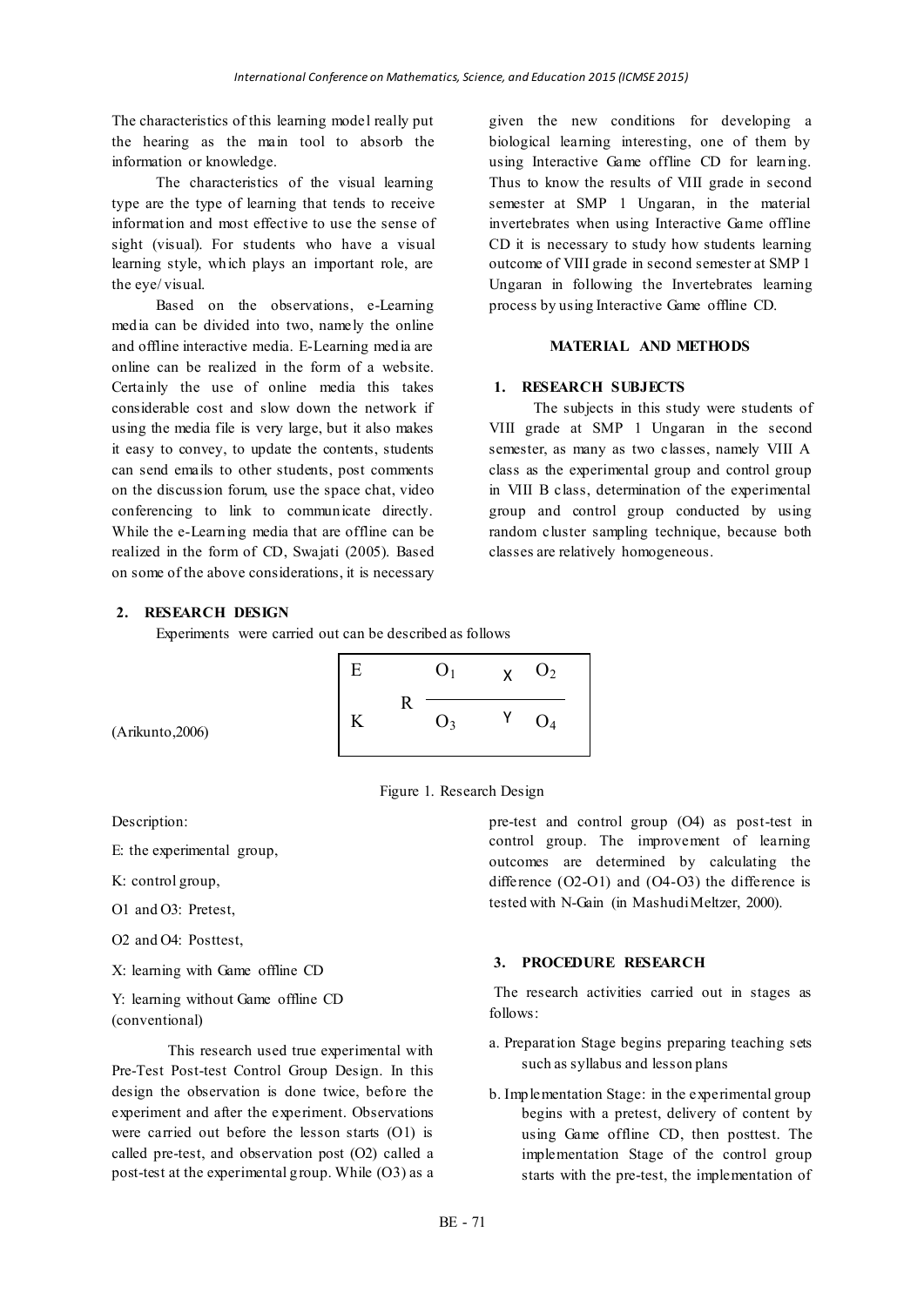The characteristics of this learning model really put the hearing as the main tool to absorb the information or knowledge.

The characteristics of the visual learning type are the type of learning that tends to receive information and most effective to use the sense of sight (visual). For students who have a visual learning style, which plays an important role, are the eye/ visual.

Based on the observations, e-Learning media can be divided into two, namely the online and offline interactive media. E-Learning media are online can be realized in the form of a website. Certainly the use of online media this takes considerable cost and slow down the network if using the media file is very large, but it also makes it easy to convey, to update the contents, students can send emails to other students, post comments on the discussion forum, use the space chat, video conferencing to link to communicate directly. While the e-Learning media that are offline can be realized in the form of CD, Swajati (2005). Based on some of the above considerations, it is necessary given the new conditions for developing a biological learning interesting, one of them by using Interactive Game offline CD for learning. Thus to know the results of VIII grade in second semester at SMP 1 Ungaran, in the material invertebrates when using Interactive Game offline CD it is necessary to study how students learning outcome of VIII grade in second semester at SMP 1 Ungaran in following the Invertebrates learning process by using Interactive Game offline CD.

## MATERIAL AND METHODS

### 1. RESEARCH SUBJECTS

The subjects in this study were students of VIII grade at SMP 1 Ungaran in the second semester, as many as two classes, namely VIII A class as the experimental group and control group in VIII B class, determination of the experimental group and control group conducted by using random cluster sampling technique, because both classes are relatively homogeneous.

### 2. RESEARCH DESIGN

Experiments were carried out can be described as follows

| E | | $O_1$ | X | $O_2$ |
|---|---|---|---|---|
| | R | | | |
| K | | $O_3$ | Y | $O_4$ |

(Arikunto,2006)

Figure 1. Research Design

Description:

E: the experimental group,

K: control group,

O1 and O3: Pretest,

O2 and O4: Posttest,

X: learning with Game offline CD

Y: learning without Game offline CD (conventional)

This research used true experimental with Pre-Test Post-test Control Group Design. In this design the observation is done twice, before the experiment and after the experiment. Observations were carried out before the lesson starts (O1) is called pre-test, and observation post (O2) called a post-test at the experimental group. While (O3) as a pre-test and control group (O4) as post-test in control group. The improvement of learning outcomes are determined by calculating the difference (O2-O1) and (O4-O3) the difference is tested with N-Gain (in Mashudi Meltzer, 2000).

### 3. PROCEDURE RESEARCH

The research activities carried out in stages as follows:

a. Preparation Stage begins preparing teaching sets such as syllabus and lesson plans

b. Implementation Stage: in the experimental group begins with a pretest, delivery of content by using Game offline CD, then posttest. The implementation Stage of the control group starts with the pre-test, the implementation of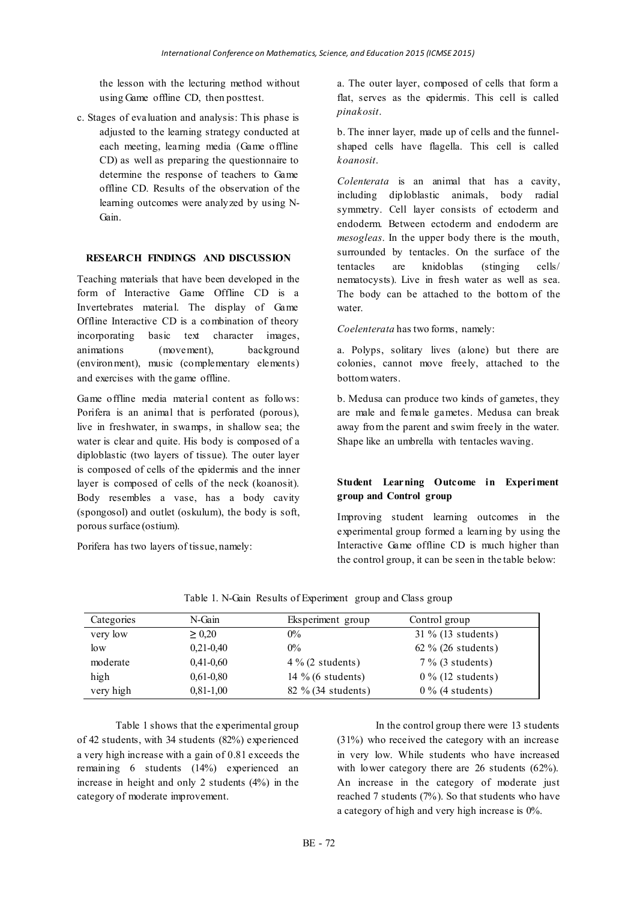the lesson with the lecturing method without using Game offline CD, then posttest.

c. Stages of evaluation and analysis: This phase is adjusted to the learning strategy conducted at each meeting, learning media (Game offline CD) as well as preparing the questionnaire to determine the response of teachers to Game offline CD. Results of the observation of the learning outcomes were analyzed by using N-Gain.

## RESEARCH FINDINGS AND DISCUSSION

Teaching materials that have been developed in the form of Interactive Game Offline CD is a Invertebrates material. The display of Game Offline Interactive CD is a combination of theory incorporating basic text character images, animations (movement), background (environment), music (complementary elements) and exercises with the game offline.

Game offline media material content as follows: Porifera is an animal that is perforated (porous), live in freshwater, in swamps, in shallow sea; the water is clear and quite. His body is composed of a diploblastic (two layers of tissue). The outer layer is composed of cells of the epidermis and the inner layer is composed of cells of the neck (koanosit). Body resembles a vase, has a body cavity (spongosol) and outlet (oskulum), the body is soft, porous surface (ostium).

Porifera has two layers of tissue, namely:

a. The outer layer, composed of cells that form a flat, serves as the epidermis. This cell is called *pinakosit*.

b. The inner layer, made up of cells and the funnel-shaped cells have flagella. This cell is called *koanosit*.

*Colenterata* is an animal that has a cavity, including diploblastic animals, body radial symmetry. Cell layer consists of ectoderm and endoderm. Between ectoderm and endoderm are *mesogleas*. In the upper body there is the mouth, surrounded by tentacles. On the surface of the tentacles are knidoblas (stinging cells/ nematocysts). Live in fresh water as well as sea. The body can be attached to the bottom of the water.

*Coelenterata* has two forms, namely:

a. Polyps, solitary lives (alone) but there are colonies, cannot move freely, attached to the bottom waters.

b. Medusa can produce two kinds of gametes, they are male and female gametes. Medusa can break away from the parent and swim freely in the water. Shape like an umbrella with tentacles waving.

### Student Learning Outcome in Experiment group and Control group

Improving student learning outcomes in the experimental group formed a learning by using the Interactive Game offline CD is much higher than the control group, it can be seen in the table below:

Table 1. N-Gain Results of Experiment group and Class group

| Categories | N-Gain | Eksperiment group | Control group |
|---|---|---|---|
| very low | ≥ 0,20 | 0% | 31 % (13 students) |
| low | 0,21-0,40 | 0% | 62 % (26 students) |
| moderate | 0,41-0,60 | 4 % (2 students) | 7 % (3 students) |
| high | 0,61-0,80 | 14 % (6 students) | 0 % (12 students) |
| very high | 0,81-1,00 | 82 % (34 students) | 0 % (4 students) |

Table 1 shows that the experimental group of 42 students, with 34 students (82%) experienced a very high increase with a gain of 0.81 exceeds the remaining 6 students (14%) experienced an increase in height and only 2 students (4%) in the category of moderate improvement.

In the control group there were 13 students (31%) who received the category with an increase in very low. While students who have increased with lower category there are 26 students (62%). An increase in the category of moderate just reached 7 students (7%). So that students who have a category of high and very high increase is 0%.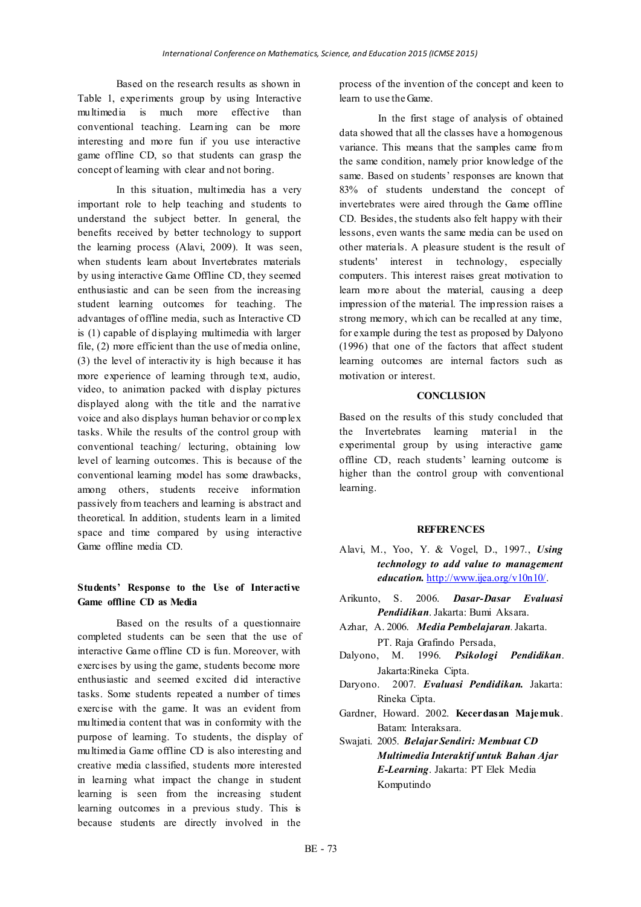Based on the research results as shown in Table 1, experiments group by using Interactive multimedia is much more effective than conventional teaching. Learning can be more interesting and more fun if you use interactive game offline CD, so that students can grasp the concept of learning with clear and not boring.

In this situation, multimedia has a very important role to help teaching and students to understand the subject better. In general, the benefits received by better technology to support the learning process (Alavi, 2009). It was seen, when students learn about Invertebrates materials by using interactive Game Offline CD, they seemed enthusiastic and can be seen from the increasing student learning outcomes for teaching. The advantages of offline media, such as Interactive CD is (1) capable of displaying multimedia with larger file, (2) more efficient than the use of media online, (3) the level of interactivity is high because it has more experience of learning through text, audio, video, to animation packed with display pictures displayed along with the title and the narrative voice and also displays human behavior or complex tasks. While the results of the control group with conventional teaching/ lecturing, obtaining low level of learning outcomes. This is because of the conventional learning model has some drawbacks, among others, students receive information passively from teachers and learning is abstract and theoretical. In addition, students learn in a limited space and time compared by using interactive Game offline media CD.

### Students' Response to the Use of Interactive Game offline CD as Media

Based on the results of a questionnaire completed students can be seen that the use of interactive Game offline CD is fun. Moreover, with exercises by using the game, students become more enthusiastic and seemed excited did interactive tasks. Some students repeated a number of times exercise with the game. It was an evident from multimedia content that was in conformity with the purpose of learning. To students, the display of multimedia Game offline CD is also interesting and creative media classified, students more interested in learning what impact the change in student learning is seen from the increasing student learning outcomes in a previous study. This is because students are directly involved in the process of the invention of the concept and keen to learn to use the Game.

In the first stage of analysis of obtained data showed that all the classes have a homogenous variance. This means that the samples came from the same condition, namely prior knowledge of the same. Based on students' responses are known that 83% of students understand the concept of invertebrates were aired through the Game offline CD. Besides, the students also felt happy with their lessons, even wants the same media can be used on other materials. A pleasure student is the result of students' interest in technology, especially computers. This interest raises great motivation to learn more about the material, causing a deep impression of the material. The impression raises a strong memory, which can be recalled at any time, for example during the test as proposed by Dalyono (1996) that one of the factors that affect student learning outcomes are internal factors such as motivation or interest.

## CONCLUSION

Based on the results of this study concluded that the Invertebrates learning material in the experimental group by using interactive game offline CD, reach students' learning outcome is higher than the control group with conventional learning.

## REFERENCES

Alavi, M., Yoo, Y. & Vogel, D., 1997., ***Using technology to add value to management education.*** http://www.ijea.org/v10n10/.

Arikunto, S. 2006. ***Dasar-Dasar Evaluasi Pendidikan***. Jakarta: Bumi Aksara.

Azhar, A. 2006. ***Media Pembelajaran***. Jakarta. PT. Raja Grafindo Persada,

Dalyono, M. 1996. ***Psikologi Pendidikan***. Jakarta:Rineka Cipta.

Daryono. 2007. ***Evaluasi Pendidikan.*** Jakarta: Rineka Cipta.

Gardner, Howard. 2002. **Kecerdasan Majemuk**. Batam: Interaksara.

Swajati. 2005. ***Belajar Sendiri: Membuat CD Multimedia Interaktif untuk Bahan Ajar E-Learning***. Jakarta: PT Elek Media Komputindo